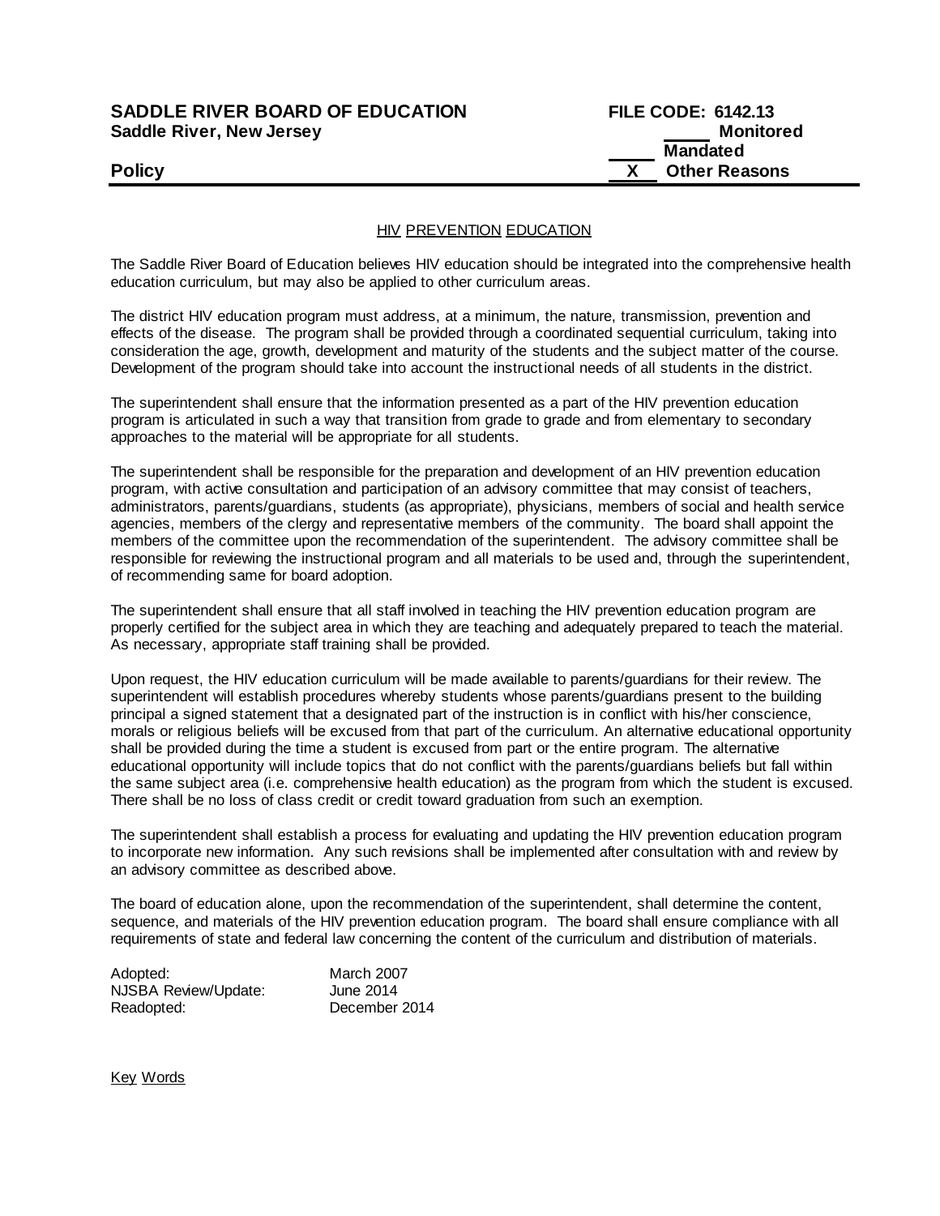**SADDLE RIVER BOARD OF EDUCATION**
**Saddle River, New Jersey**

**FILE CODE: 6142.13**
_____ **Monitored**
_____ **Mandated**
__X__ **Other Reasons**

**Policy**

---

## HIV PREVENTION EDUCATION

The Saddle River Board of Education believes HIV education should be integrated into the comprehensive health education curriculum, but may also be applied to other curriculum areas.

The district HIV education program must address, at a minimum, the nature, transmission, prevention and effects of the disease. The program shall be provided through a coordinated sequential curriculum, taking into consideration the age, growth, development and maturity of the students and the subject matter of the course. Development of the program should take into account the instructional needs of all students in the district.

The superintendent shall ensure that the information presented as a part of the HIV prevention education program is articulated in such a way that transition from grade to grade and from elementary to secondary approaches to the material will be appropriate for all students.

The superintendent shall be responsible for the preparation and development of an HIV prevention education program, with active consultation and participation of an advisory committee that may consist of teachers, administrators, parents/guardians, students (as appropriate), physicians, members of social and health service agencies, members of the clergy and representative members of the community. The board shall appoint the members of the committee upon the recommendation of the superintendent. The advisory committee shall be responsible for reviewing the instructional program and all materials to be used and, through the superintendent, of recommending same for board adoption.

The superintendent shall ensure that all staff involved in teaching the HIV prevention education program are properly certified for the subject area in which they are teaching and adequately prepared to teach the material. As necessary, appropriate staff training shall be provided.

Upon request, the HIV education curriculum will be made available to parents/guardians for their review. The superintendent will establish procedures whereby students whose parents/guardians present to the building principal a signed statement that a designated part of the instruction is in conflict with his/her conscience, morals or religious beliefs will be excused from that part of the curriculum. An alternative educational opportunity shall be provided during the time a student is excused from part or the entire program. The alternative educational opportunity will include topics that do not conflict with the parents/guardians beliefs but fall within the same subject area (i.e. comprehensive health education) as the program from which the student is excused. There shall be no loss of class credit or credit toward graduation from such an exemption.

The superintendent shall establish a process for evaluating and updating the HIV prevention education program to incorporate new information. Any such revisions shall be implemented after consultation with and review by an advisory committee as described above.

The board of education alone, upon the recommendation of the superintendent, shall determine the content, sequence, and materials of the HIV prevention education program. The board shall ensure compliance with all requirements of state and federal law concerning the content of the curriculum and distribution of materials.

| | |
|---|---|
| Adopted: | March 2007 |
| NJSBA Review/Update: | June 2014 |
| Readopted: | December 2014 |

Key Words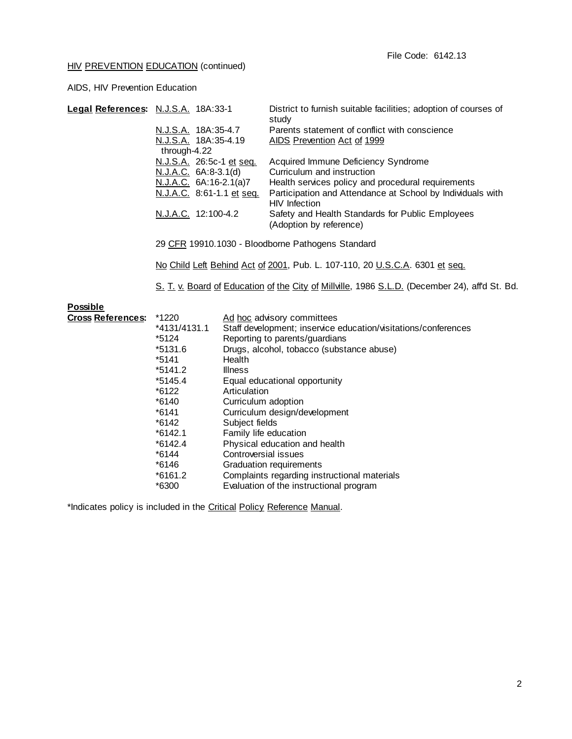File Code: 6142.13

HIV PREVENTION EDUCATION (continued)

AIDS, HIV Prevention Education

**Legal References:**

| | |
|---|---|
| N.J.S.A. 18A:33-1 | District to furnish suitable facilities; adoption of courses of study |
| N.J.S.A. 18A:35-4.7 | Parents statement of conflict with conscience |
| N.J.S.A. 18A:35-4.19 through-4.22 | AIDS Prevention Act of 1999 |
| N.J.S.A. 26:5c-1 et seq. | Acquired Immune Deficiency Syndrome |
| N.J.A.C. 6A:8-3.1(d) | Curriculum and instruction |
| N.J.A.C. 6A:16-2.1(a)7 | Health services policy and procedural requirements |
| N.J.A.C. 8:61-1.1 et seq. | Participation and Attendance at School by Individuals with HIV Infection |
| N.J.A.C. 12:100-4.2 | Safety and Health Standards for Public Employees (Adoption by reference) |

29 CFR 19910.1030 - Bloodborne Pathogens Standard

No Child Left Behind Act of 2001, Pub. L. 107-110, 20 U.S.C.A. 6301 et seq.

S. T. v. Board of Education of the City of Millville, 1986 S.L.D. (December 24), aff'd St. Bd.

**Possible Cross References:**

| | |
|---|---|
| *1220 | Ad hoc advisory committees |
| *4131/4131.1 | Staff development; inservice education/visitations/conferences |
| *5124 | Reporting to parents/guardians |
| *5131.6 | Drugs, alcohol, tobacco (substance abuse) |
| *5141 | Health |
| *5141.2 | Illness |
| *5145.4 | Equal educational opportunity |
| *6122 | Articulation |
| *6140 | Curriculum adoption |
| *6141 | Curriculum design/development |
| *6142 | Subject fields |
| *6142.1 | Family life education |
| *6142.4 | Physical education and health |
| *6144 | Controversial issues |
| *6146 | Graduation requirements |
| *6161.2 | Complaints regarding instructional materials |
| *6300 | Evaluation of the instructional program |

*Indicates policy is included in the Critical Policy Reference Manual.